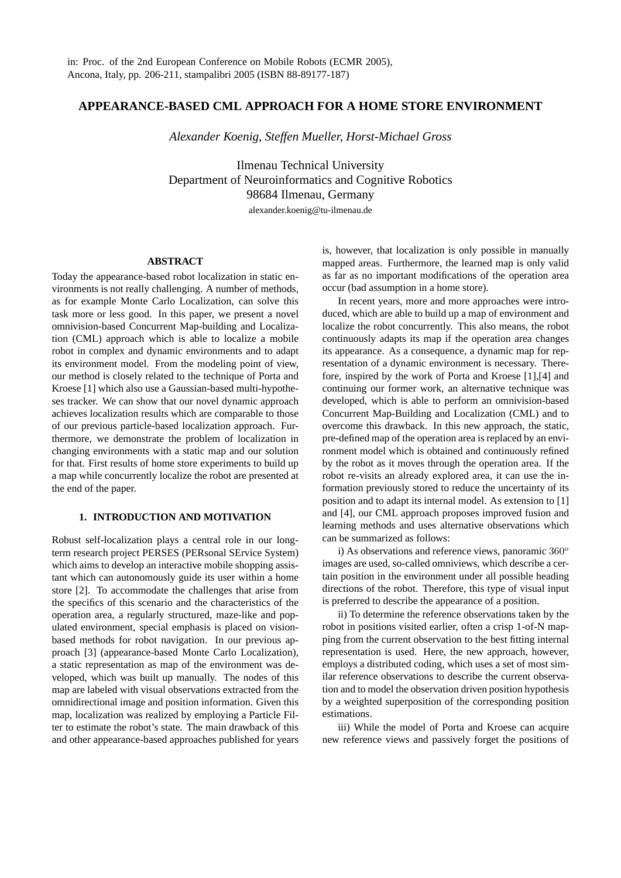in: Proc. of the 2nd European Conference on Mobile Robots (ECMR 2005), Ancona, Italy, pp. 206-211, stampalibri 2005 (ISBN 88-89177-187)

# APPEARANCE-BASED CML APPROACH FOR A HOME STORE ENVIRONMENT

*Alexander Koenig, Steffen Mueller, Horst-Michael Gross*

Ilmenau Technical University
Department of Neuroinformatics and Cognitive Robotics
98684 Ilmenau, Germany
alexander.koenig@tu-ilmenau.de

## ABSTRACT

Today the appearance-based robot localization in static environments is not really challenging. A number of methods, as for example Monte Carlo Localization, can solve this task more or less good. In this paper, we present a novel omnivision-based Concurrent Map-building and Localization (CML) approach which is able to localize a mobile robot in complex and dynamic environments and to adapt its environment model. From the modeling point of view, our method is closely related to the technique of Porta and Kroese [1] which also use a Gaussian-based multi-hypotheses tracker. We can show that our novel dynamic approach achieves localization results which are comparable to those of our previous particle-based localization approach. Furthermore, we demonstrate the problem of localization in changing environments with a static map and our solution for that. First results of home store experiments to build up a map while concurrently localize the robot are presented at the end of the paper.

## 1. INTRODUCTION AND MOTIVATION

Robust self-localization plays a central role in our long-term research project PERSES (PERsonal SErvice System) which aims to develop an interactive mobile shopping assistant which can autonomously guide its user within a home store [2]. To accommodate the challenges that arise from the specifics of this scenario and the characteristics of the operation area, a regularly structured, maze-like and populated environment, special emphasis is placed on vision-based methods for robot navigation. In our previous approach [3] (appearance-based Monte Carlo Localization), a static representation as map of the environment was developed, which was built up manually. The nodes of this map are labeled with visual observations extracted from the omnidirectional image and position information. Given this map, localization was realized by employing a Particle Filter to estimate the robot's state. The main drawback of this and other appearance-based approaches published for years is, however, that localization is only possible in manually mapped areas. Furthermore, the learned map is only valid as far as no important modifications of the operation area occur (bad assumption in a home store).

In recent years, more and more approaches were introduced, which are able to build up a map of environment and localize the robot concurrently. This also means, the robot continuously adapts its map if the operation area changes its appearance. As a consequence, a dynamic map for representation of a dynamic environment is necessary. Therefore, inspired by the work of Porta and Kroese [1],[4] and continuing our former work, an alternative technique was developed, which is able to perform an omnivision-based Concurrent Map-Building and Localization (CML) and to overcome this drawback. In this new approach, the static, pre-defined map of the operation area is replaced by an environment model which is obtained and continuously refined by the robot as it moves through the operation area. If the robot re-visits an already explored area, it can use the information previously stored to reduce the uncertainty of its position and to adapt its internal model. As extension to [1] and [4], our CML approach proposes improved fusion and learning methods and uses alternative observations which can be summarized as follows:

i) As observations and reference views, panoramic $360^o$ images are used, so-called omniviews, which describe a certain position in the environment under all possible heading directions of the robot. Therefore, this type of visual input is preferred to describe the appearance of a position.

ii) To determine the reference observations taken by the robot in positions visited earlier, often a crisp 1-of-N mapping from the current observation to the best fitting internal representation is used. Here, the new approach, however, employs a distributed coding, which uses a set of most similar reference observations to describe the current observation and to model the observation driven position hypothesis by a weighted superposition of the corresponding position estimations.

iii) While the model of Porta and Kroese can acquire new reference views and passively forget the positions of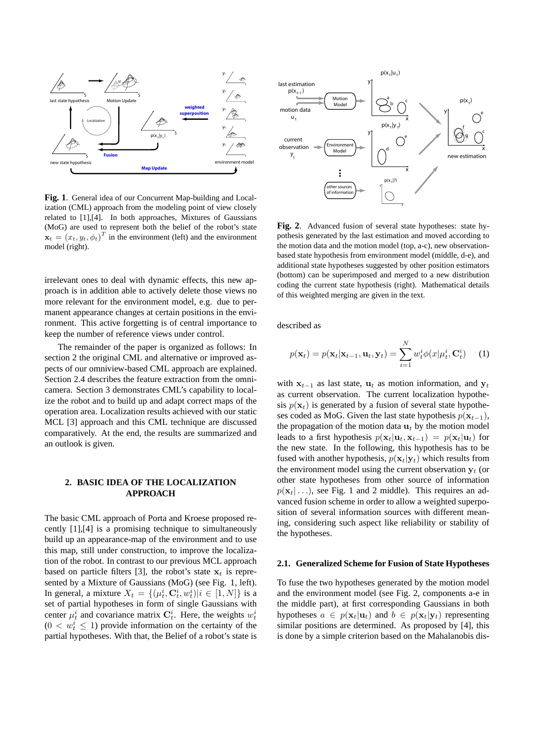**Fig. 1**. General idea of our Concurrent Map-building and Localization (CML) approach from the modeling point of view closely related to [1],[4]. In both approaches, Mixtures of Gaussians (MoG) are used to represent both the belief of the robot's state $\mathbf{x}_t = (x_t, y_t, \phi_t)^T$ in the environment (left) and the environment model (right).

irrelevant ones to deal with dynamic effects, this new approach is in addition able to actively delete those views no more relevant for the environment model, e.g. due to permanent appearance changes at certain positions in the environment. This active forgetting is of central importance to keep the number of reference views under control.

The remainder of the paper is organized as follows: In section 2 the original CML and alternative or improved aspects of our omniview-based CML approach are explained. Section 2.4 describes the feature extraction from the omnicamera. Section 3 demonstrates CML's capability to localize the robot and to build up and adapt correct maps of the operation area. Localization results achieved with our static MCL [3] approach and this CML technique are discussed comparatively. At the end, the results are summarized and an outlook is given.

## 2. BASIC IDEA OF THE LOCALIZATION APPROACH

The basic CML approach of Porta and Kroese proposed recently [1],[4] is a promising technique to simultaneously build up an appearance-map of the environment and to use this map, still under construction, to improve the localization of the robot. In contrast to our previous MCL approach based on particle filters [3], the robot's state $\mathbf{x}_t$ is represented by a Mixture of Gaussians (MoG) (see Fig. 1, left). In general, a mixture $X_t = \{(\mu_t^i, \mathbf{C}_t^i, w_t^i) | i \in [1, N]\}$ is a set of partial hypotheses in form of single Gaussians with center $\mu_t^i$ and covariance matrix $\mathbf{C}_t^i$. Here, the weights $w_t^i$ $(0 < w_t^i \leq 1)$ provide information on the certainty of the partial hypotheses. With that, the Belief of a robot's state is

**Fig. 2**. Advanced fusion of several state hypotheses: state hypothesis generated by the last estimation and moved according to the motion data and the motion model (top, a-c), new observation-based state hypothesis from environment model (middle, d-e), and additional state hypotheses suggested by other position estimators (bottom) can be superimposed and merged to a new distribution coding the current state hypothesis (right). Mathematical details of this weighted merging are given in the text.

described as

$$p(\mathbf{x}_t) = p(\mathbf{x}_t | \mathbf{x}_{t-1}, \mathbf{u}_t, \mathbf{y}_t) = \sum_{i=1}^{N} w_t^i \phi(x | \mu_t^i, \mathbf{C}_t^i) \quad (1)$$

with $\mathbf{x}_{t-1}$ as last state, $\mathbf{u}_t$ as motion information, and $\mathbf{y}_t$ as current observation. The current localization hypothesis $p(\mathbf{x}_t)$ is generated by a fusion of several state hypotheses coded as MoG. Given the last state hypothesis $p(\mathbf{x}_{t-1})$, the propagation of the motion data $\mathbf{u}_t$ by the motion model leads to a first hypothesis $p(\mathbf{x}_t | \mathbf{u}_t, \mathbf{x}_{t-1}) = p(\mathbf{x}_t | \mathbf{u}_t)$ for the new state. In the following, this hypothesis has to be fused with another hypothesis, $p(\mathbf{x}_t | \mathbf{y}_t)$ which results from the environment model using the current observation $\mathbf{y}_t$ (or other state hypotheses from other source of information $p(\mathbf{x}_t | \ldots)$, see Fig. 1 and 2 middle). This requires an advanced fusion scheme in order to allow a weighted superposition of several information sources with different meaning, considering such aspect like reliability or stability of the hypotheses.

### 2.1. Generalized Scheme for Fusion of State Hypotheses

To fuse the two hypotheses generated by the motion model and the environment model (see Fig. 2, components a-e in the middle part), at first corresponding Gaussians in both hypotheses $a \in p(\mathbf{x}_t | \mathbf{u}_t)$ and $b \in p(\mathbf{x}_t | \mathbf{y}_t)$ representing similar positions are determined. As proposed by [4], this is done by a simple criterion based on the Mahalanobis dis-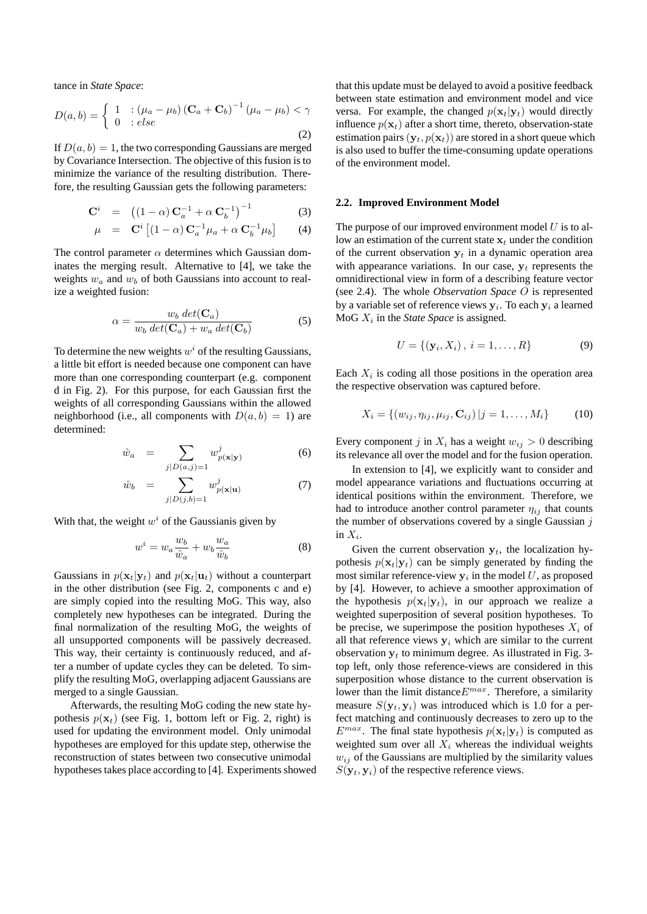tance in *State Space*:

$$D(a,b) = \begin{cases} 1 & : (\mu_a - \mu_b)\left(\mathbf{C}_a + \mathbf{C}_b\right)^{-1}(\mu_a - \mu_b) < \gamma \\ 0 & : else \end{cases} \quad (2)$$

If $D(a,b) = 1$, the two corresponding Gaussians are merged by Covariance Intersection. The objective of this fusion is to minimize the variance of the resulting distribution. Therefore, the resulting Gaussian gets the following parameters:

$$\mathbf{C}^i = \left((1-\alpha)\,\mathbf{C}_a^{-1} + \alpha\,\mathbf{C}_b^{-1}\right)^{-1} \quad (3)$$

$$\mu = \mathbf{C}^i\left[(1-\alpha)\,\mathbf{C}_a^{-1}\mu_a + \alpha\,\mathbf{C}_b^{-1}\mu_b\right] \quad (4)$$

The control parameter $\alpha$ determines which Gaussian dominates the merging result. Alternative to [4], we take the weights $w_a$ and $w_b$ of both Gaussians into account to realize a weighted fusion:

$$\alpha = \frac{w_b\; det(\mathbf{C}_a)}{w_b\; det(\mathbf{C}_a) + w_a\; det(\mathbf{C}_b)} \quad (5)$$

To determine the new weights $w^i$ of the resulting Gaussians, a little bit effort is needed because one component can have more than one corresponding counterpart (e.g. component d in Fig. 2). For this purpose, for each Gaussian first the weights of all corresponding Gaussians within the allowed neighborhood (i.e., all components with $D(a,b) = 1$) are determined:

$$\hat{w}_a = \sum_{j|D(a,j)=1} w^j_{p(\mathbf{x}|\mathbf{y})} \quad (6)$$

$$\hat{w}_b = \sum_{j|D(j,b)=1} w^j_{p(\mathbf{x}|\mathbf{u})} \quad (7)$$

With that, the weight $w^i$ of the Gaussianis given by

$$w^i = w_a \frac{w_b}{\hat{w}_a} + w_b \frac{w_a}{\hat{w}_b} \quad (8)$$

Gaussians in $p(\mathbf{x}_t|\mathbf{y}_t)$ and $p(\mathbf{x}_t|\mathbf{u}_t)$ without a counterpart in the other distribution (see Fig. 2, components c and e) are simply copied into the resulting MoG. This way, also completely new hypotheses can be integrated. During the final normalization of the resulting MoG, the weights of all unsupported components will be passively decreased. This way, their certainty is continuously reduced, and after a number of update cycles they can be deleted. To simplify the resulting MoG, overlapping adjacent Gaussians are merged to a single Gaussian.

Afterwards, the resulting MoG coding the new state hypothesis $p(\mathbf{x}_t)$ (see Fig. 1, bottom left or Fig. 2, right) is used for updating the environment model. Only unimodal hypotheses are employed for this update step, otherwise the reconstruction of states between two consecutive unimodal hypotheses takes place according to [4]. Experiments showed that this update must be delayed to avoid a positive feedback between state estimation and environment model and vice versa. For example, the changed $p(\mathbf{x}_t|\mathbf{y}_t)$ would directly influence $p(\mathbf{x}_t)$ after a short time, thereto, observation-state estimation pairs $(\mathbf{y}_t, p(\mathbf{x}_t))$ are stored in a short queue which is also used to buffer the time-consuming update operations of the environment model.

### 2.2. Improved Environment Model

The purpose of our improved environment model $U$ is to allow an estimation of the current state $\mathbf{x}_t$ under the condition of the current observation $\mathbf{y}_t$ in a dynamic operation area with appearance variations. In our case, $\mathbf{y}_t$ represents the omnidirectional view in form of a describing feature vector (see 2.4). The whole *Observation Space* $O$ is represented by a variable set of reference views $\mathbf{y}_i$. To each $\mathbf{y}_i$ a learned MoG $X_i$ in the *State Space* is assigned.

$$U = \{(\mathbf{y}_i, X_i)\,,\; i = 1, \ldots, R\} \quad (9)$$

Each $X_i$ is coding all those positions in the operation area the respective observation was captured before.

$$X_i = \{(w_{ij}, \eta_{ij}, \mu_{ij}, \mathbf{C}_{ij})\,|j = 1, \ldots, M_i\} \quad (10)$$

Every component $j$ in $X_i$ has a weight $w_{ij} > 0$ describing its relevance all over the model and for the fusion operation.

In extension to [4], we explicitly want to consider and model appearance variations and fluctuations occurring at identical positions within the environment. Therefore, we had to introduce another control parameter $\eta_{ij}$ that counts the number of observations covered by a single Gaussian $j$ in $X_i$.

Given the current observation $\mathbf{y}_t$, the localization hypothesis $p(\mathbf{x}_t|\mathbf{y}_t)$ can be simply generated by finding the most similar reference-view $\mathbf{y}_i$ in the model $U$, as proposed by [4]. However, to achieve a smoother approximation of the hypothesis $p(\mathbf{x}_t|\mathbf{y}_t)$, in our approach we realize a weighted superposition of several position hypotheses. To be precise, we superimpose the position hypotheses $X_i$ of all that reference views $\mathbf{y}_i$ which are similar to the current observation $\mathbf{y}_t$ to minimum degree. As illustrated in Fig. 3-top left, only those reference-views are considered in this superposition whose distance to the current observation is lower than the limit distance$E^{max}$. Therefore, a similarity measure $S(\mathbf{y}_t, \mathbf{y}_i)$ was introduced which is 1.0 for a perfect matching and continuously decreases to zero up to the $E^{max}$. The final state hypothesis $p(\mathbf{x}_t|\mathbf{y}_t)$ is computed as weighted sum over all $X_i$ whereas the individual weights $w_{ij}$ of the Gaussians are multiplied by the similarity values $S(\mathbf{y}_t, \mathbf{y}_i)$ of the respective reference views.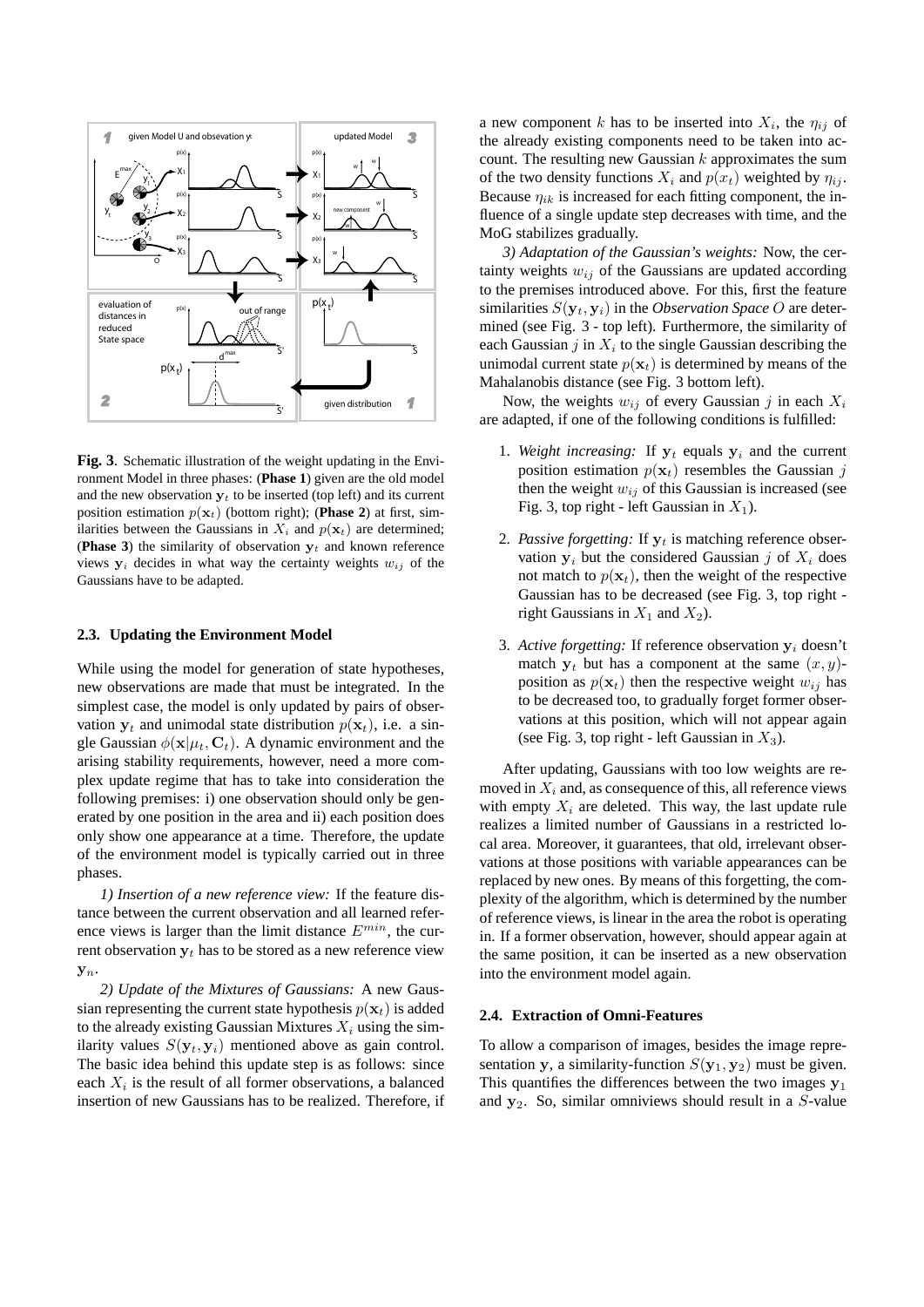**Fig. 3**. Schematic illustration of the weight updating in the Environment Model in three phases: (**Phase 1**) given are the old model and the new observation $\mathbf{y}_t$ to be inserted (top left) and its current position estimation $p(\mathbf{x}_t)$ (bottom right); (**Phase 2**) at first, similarities between the Gaussians in $X_i$ and $p(\mathbf{x}_t)$ are determined; (**Phase 3**) the similarity of observation $\mathbf{y}_t$ and known reference views $\mathbf{y}_i$ decides in what way the certainty weights $w_{ij}$ of the Gaussians have to be adapted.

### 2.3. Updating the Environment Model

While using the model for generation of state hypotheses, new observations are made that must be integrated. In the simplest case, the model is only updated by pairs of observation $\mathbf{y}_t$ and unimodal state distribution $p(\mathbf{x}_t)$, i.e. a single Gaussian $\phi(\mathbf{x}|\mu_t, \mathbf{C}_t)$. A dynamic environment and the arising stability requirements, however, need a more complex update regime that has to take into consideration the following premises: i) one observation should only be generated by one position in the area and ii) each position does only show one appearance at a time. Therefore, the update of the environment model is typically carried out in three phases.

*1) Insertion of a new reference view:* If the feature distance between the current observation and all learned reference views is larger than the limit distance $E^{min}$, the current observation $\mathbf{y}_t$ has to be stored as a new reference view $\mathbf{y}_n$.

*2) Update of the Mixtures of Gaussians:* A new Gaussian representing the current state hypothesis $p(\mathbf{x}_t)$ is added to the already existing Gaussian Mixtures $X_i$ using the similarity values $S(\mathbf{y}_t, \mathbf{y}_i)$ mentioned above as gain control. The basic idea behind this update step is as follows: since each $X_i$ is the result of all former observations, a balanced insertion of new Gaussians has to be realized. Therefore, if a new component $k$ has to be inserted into $X_i$, the $\eta_{ij}$ of the already existing components need to be taken into account. The resulting new Gaussian $k$ approximates the sum of the two density functions $X_i$ and $p(x_t)$ weighted by $\eta_{ij}$. Because $\eta_{ik}$ is increased for each fitting component, the influence of a single update step decreases with time, and the MoG stabilizes gradually.

*3) Adaptation of the Gaussian's weights:* Now, the certainty weights $w_{ij}$ of the Gaussians are updated according to the premises introduced above. For this, first the feature similarities $S(\mathbf{y}_t, \mathbf{y}_i)$ in the *Observation Space* $O$ are determined (see Fig. 3 - top left). Furthermore, the similarity of each Gaussian $j$ in $X_i$ to the single Gaussian describing the unimodal current state $p(\mathbf{x}_t)$ is determined by means of the Mahalanobis distance (see Fig. 3 bottom left).

Now, the weights $w_{ij}$ of every Gaussian $j$ in each $X_i$ are adapted, if one of the following conditions is fulfilled:

1. *Weight increasing:* If $\mathbf{y}_t$ equals $\mathbf{y}_i$ and the current position estimation $p(\mathbf{x}_t)$ resembles the Gaussian $j$ then the weight $w_{ij}$ of this Gaussian is increased (see Fig. 3, top right - left Gaussian in $X_1$).
2. *Passive forgetting:* If $\mathbf{y}_t$ is matching reference observation $\mathbf{y}_i$ but the considered Gaussian $j$ of $X_i$ does not match to $p(\mathbf{x}_t)$, then the weight of the respective Gaussian has to be decreased (see Fig. 3, top right - right Gaussians in $X_1$ and $X_2$).
3. *Active forgetting:* If reference observation $\mathbf{y}_i$ doesn't match $\mathbf{y}_t$ but has a component at the same $(x, y)$-position as $p(\mathbf{x}_t)$ then the respective weight $w_{ij}$ has to be decreased too, to gradually forget former observations at this position, which will not appear again (see Fig. 3, top right - left Gaussian in $X_3$).

After updating, Gaussians with too low weights are removed in $X_i$ and, as consequence of this, all reference views with empty $X_i$ are deleted. This way, the last update rule realizes a limited number of Gaussians in a restricted local area. Moreover, it guarantees, that old, irrelevant observations at those positions with variable appearances can be replaced by new ones. By means of this forgetting, the complexity of the algorithm, which is determined by the number of reference views, is linear in the area the robot is operating in. If a former observation, however, should appear again at the same position, it can be inserted as a new observation into the environment model again.

### 2.4. Extraction of Omni-Features

To allow a comparison of images, besides the image representation $\mathbf{y}$, a similarity-function $S(\mathbf{y}_1, \mathbf{y}_2)$ must be given. This quantifies the differences between the two images $\mathbf{y}_1$ and $\mathbf{y}_2$. So, similar omniviews should result in a $S$-value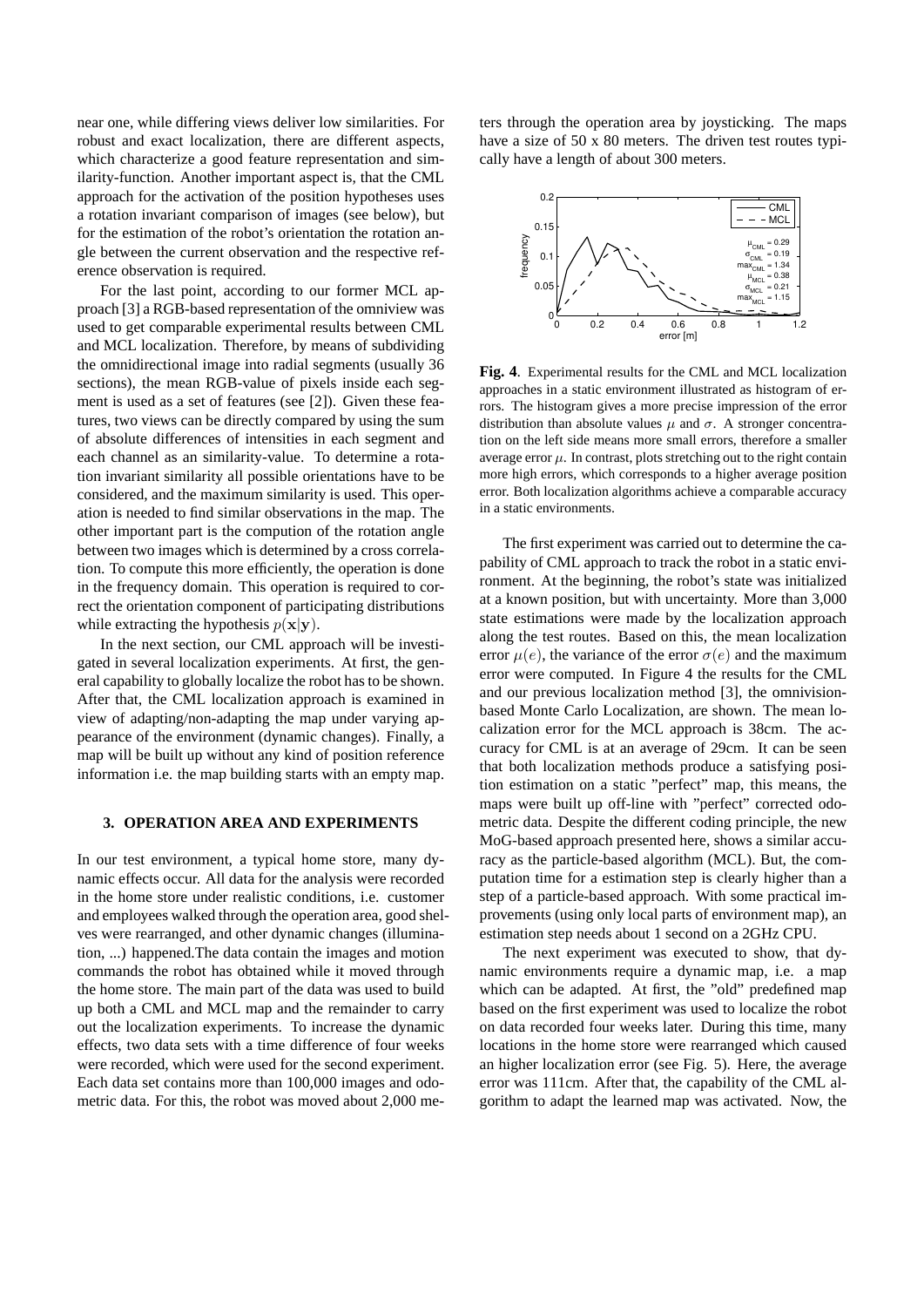near one, while differing views deliver low similarities. For robust and exact localization, there are different aspects, which characterize a good feature representation and similarity-function. Another important aspect is, that the CML approach for the activation of the position hypotheses uses a rotation invariant comparison of images (see below), but for the estimation of the robot's orientation the rotation angle between the current observation and the respective reference observation is required.

For the last point, according to our former MCL approach [3] a RGB-based representation of the omniview was used to get comparable experimental results between CML and MCL localization. Therefore, by means of subdividing the omnidirectional image into radial segments (usually 36 sections), the mean RGB-value of pixels inside each segment is used as a set of features (see [2]). Given these features, two views can be directly compared by using the sum of absolute differences of intensities in each segment and each channel as an similarity-value. To determine a rotation invariant similarity all possible orientations have to be considered, and the maximum similarity is used. This operation is needed to find similar observations in the map. The other important part is the compution of the rotation angle between two images which is determined by a cross correlation. To compute this more efficiently, the operation is done in the frequency domain. This operation is required to correct the orientation component of participating distributions while extracting the hypothesis $p(\mathbf{x}|\mathbf{y})$.

In the next section, our CML approach will be investigated in several localization experiments. At first, the general capability to globally localize the robot has to be shown. After that, the CML localization approach is examined in view of adapting/non-adapting the map under varying appearance of the environment (dynamic changes). Finally, a map will be built up without any kind of position reference information i.e. the map building starts with an empty map.

## 3. OPERATION AREA AND EXPERIMENTS

In our test environment, a typical home store, many dynamic effects occur. All data for the analysis were recorded in the home store under realistic conditions, i.e. customer and employees walked through the operation area, good shelves were rearranged, and other dynamic changes (illumination, ...) happened.The data contain the images and motion commands the robot has obtained while it moved through the home store. The main part of the data was used to build up both a CML and MCL map and the remainder to carry out the localization experiments. To increase the dynamic effects, two data sets with a time difference of four weeks were recorded, which were used for the second experiment. Each data set contains more than 100,000 images and odometric data. For this, the robot was moved about 2,000 meters through the operation area by joysticking. The maps have a size of 50 x 80 meters. The driven test routes typically have a length of about 300 meters.

**Fig. 4**. Experimental results for the CML and MCL localization approaches in a static environment illustrated as histogram of errors. The histogram gives a more precise impression of the error distribution than absolute values $\mu$ and $\sigma$. A stronger concentration on the left side means more small errors, therefore a smaller average error $\mu$. In contrast, plots stretching out to the right contain more high errors, which corresponds to a higher average position error. Both localization algorithms achieve a comparable accuracy in a static environments.

The first experiment was carried out to determine the capability of CML approach to track the robot in a static environment. At the beginning, the robot's state was initialized at a known position, but with uncertainty. More than 3,000 state estimations were made by the localization approach along the test routes. Based on this, the mean localization error $\mu(e)$, the variance of the error $\sigma(e)$ and the maximum error were computed. In Figure 4 the results for the CML and our previous localization method [3], the omnivision-based Monte Carlo Localization, are shown. The mean localization error for the MCL approach is 38cm. The accuracy for CML is at an average of 29cm. It can be seen that both localization methods produce a satisfying position estimation on a static "perfect" map, this means, the maps were built up off-line with "perfect" corrected odometric data. Despite the different coding principle, the new MoG-based approach presented here, shows a similar accuracy as the particle-based algorithm (MCL). But, the computation time for a estimation step is clearly higher than a step of a particle-based approach. With some practical improvements (using only local parts of environment map), an estimation step needs about 1 second on a 2GHz CPU.

The next experiment was executed to show, that dynamic environments require a dynamic map, i.e. a map which can be adapted. At first, the "old" predefined map based on the first experiment was used to localize the robot on data recorded four weeks later. During this time, many locations in the home store were rearranged which caused an higher localization error (see Fig. 5). Here, the average error was 111cm. After that, the capability of the CML algorithm to adapt the learned map was activated. Now, the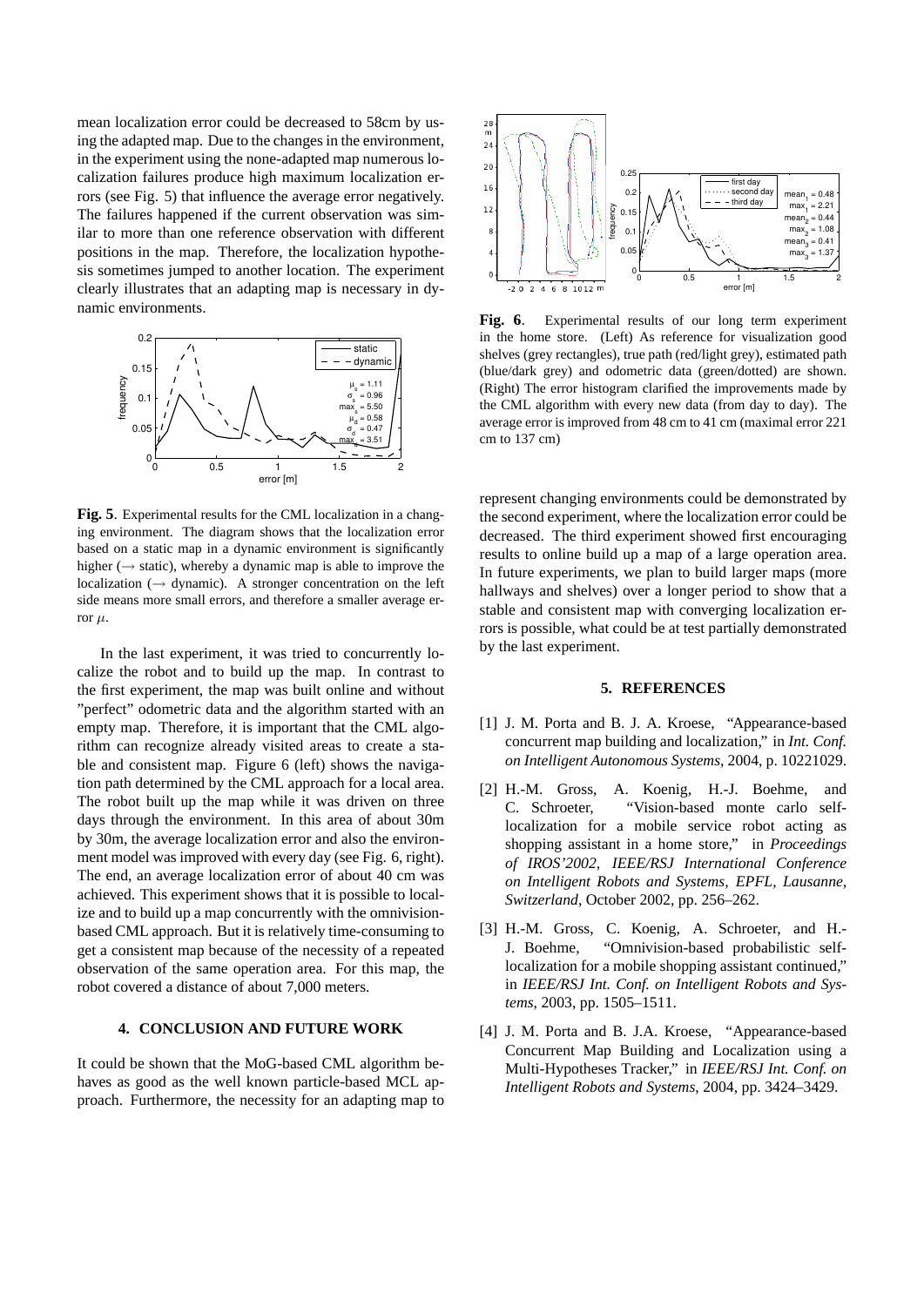mean localization error could be decreased to 58cm by using the adapted map. Due to the changes in the environment, in the experiment using the none-adapted map numerous localization failures produce high maximum localization errors (see Fig. 5) that influence the average error negatively. The failures happened if the current observation was similar to more than one reference observation with different positions in the map. Therefore, the localization hypothesis sometimes jumped to another location. The experiment clearly illustrates that an adapting map is necessary in dynamic environments.

static
dynamic
$\mu_s = 1.11$
$\sigma_s = 0.96$
$\max_s = 5.50$
$\mu_d = 0.58$
$\sigma_d = 0.47$
$\max_d = 3.51$
frequency
error [m]

**Fig. 5**. Experimental results for the CML localization in a changing environment. The diagram shows that the localization error based on a static map in a dynamic environment is significantly higher ($\rightarrow$ static), whereby a dynamic map is able to improve the localization ($\rightarrow$ dynamic). A stronger concentration on the left side means more small errors, and therefore a smaller average error $\mu$.

In the last experiment, it was tried to concurrently localize the robot and to build up the map. In contrast to the first experiment, the map was built online and without "perfect" odometric data and the algorithm started with an empty map. Therefore, it is important that the CML algorithm can recognize already visited areas to create a stable and consistent map. Figure 6 (left) shows the navigation path determined by the CML approach for a local area. The robot built up the map while it was driven on three days through the environment. In this area of about 30m by 30m, the average localization error and also the environment model was improved with every day (see Fig. 6, right). The end, an average localization error of about 40 cm was achieved. This experiment shows that it is possible to localize and to build up a map concurrently with the omnivision-based CML approach. But it is relatively time-consuming to get a consistent map because of the necessity of a repeated observation of the same operation area. For this map, the robot covered a distance of about 7,000 meters.

### 4. CONCLUSION AND FUTURE WORK

It could be shown that the MoG-based CML algorithm behaves as good as the well known particle-based MCL approach. Furthermore, the necessity for an adapting map to

first day
second day
third day
$\text{mean}_1 = 0.48$
$\max_1 = 2.21$
$\text{mean}_2 = 0.44$
$\max_2 = 1.08$
$\text{mean}_3 = 0.41$
$\max_3 = 1.37$
frequency
error [m]

**Fig. 6**. Experimental results of our long term experiment in the home store. (Left) As reference for visualization good shelves (grey rectangles), true path (red/light grey), estimated path (blue/dark grey) and odometric data (green/dotted) are shown. (Right) The error histogram clarified the improvements made by the CML algorithm with every new data (from day to day). The average error is improved from 48 cm to 41 cm (maximal error 221 cm to 137 cm)

represent changing environments could be demonstrated by the second experiment, where the localization error could be decreased. The third experiment showed first encouraging results to online build up a map of a large operation area. In future experiments, we plan to build larger maps (more hallways and shelves) over a longer period to show that a stable and consistent map with converging localization errors is possible, what could be at test partially demonstrated by the last experiment.

### 5. REFERENCES

[1] J. M. Porta and B. J. A. Kroese, "Appearance-based concurrent map building and localization," in *Int. Conf. on Intelligent Autonomous Systems*, 2004, p. 10221029.

[2] H.-M. Gross, A. Koenig, H.-J. Boehme, and C. Schroeter, "Vision-based monte carlo self-localization for a mobile service robot acting as shopping assistant in a home store," in *Proceedings of IROS'2002, IEEE/RSJ International Conference on Intelligent Robots and Systems, EPFL, Lausanne, Switzerland*, October 2002, pp. 256–262.

[3] H.-M. Gross, C. Koenig, A. Schroeter, and H.-J. Boehme, "Omnivision-based probabilistic self-localization for a mobile shopping assistant continued," in *IEEE/RSJ Int. Conf. on Intelligent Robots and Systems*, 2003, pp. 1505–1511.

[4] J. M. Porta and B. J.A. Kroese, "Appearance-based Concurrent Map Building and Localization using a Multi-Hypotheses Tracker," in *IEEE/RSJ Int. Conf. on Intelligent Robots and Systems*, 2004, pp. 3424–3429.